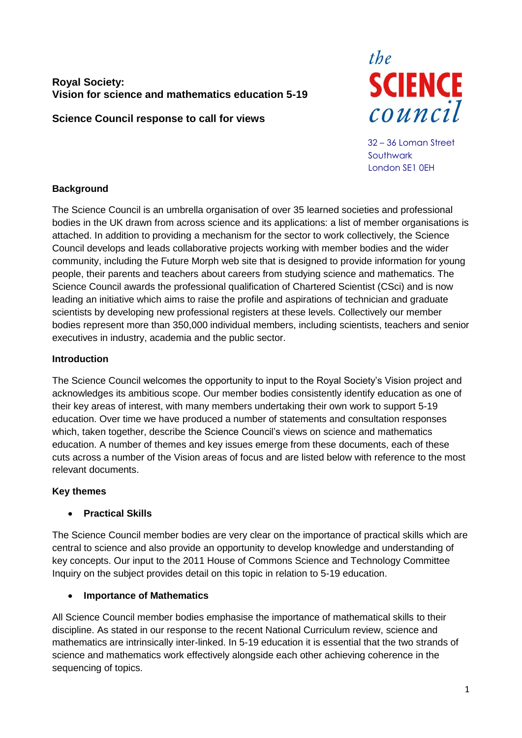**Royal Society:**
**Vision for science and mathematics education 5-19**

**Science Council response to call for views**

the SCIENCE council

32 – 36 Loman Street
Southwark
London SE1 0EH

**Background**

The Science Council is an umbrella organisation of over 35 learned societies and professional bodies in the UK drawn from across science and its applications: a list of member organisations is attached. In addition to providing a mechanism for the sector to work collectively, the Science Council develops and leads collaborative projects working with member bodies and the wider community, including the Future Morph web site that is designed to provide information for young people, their parents and teachers about careers from studying science and mathematics. The Science Council awards the professional qualification of Chartered Scientist (CSci) and is now leading an initiative which aims to raise the profile and aspirations of technician and graduate scientists by developing new professional registers at these levels. Collectively our member bodies represent more than 350,000 individual members, including scientists, teachers and senior executives in industry, academia and the public sector.

**Introduction**

The Science Council welcomes the opportunity to input to the Royal Society's Vision project and acknowledges its ambitious scope. Our member bodies consistently identify education as one of their key areas of interest, with many members undertaking their own work to support 5-19 education. Over time we have produced a number of statements and consultation responses which, taken together, describe the Science Council's views on science and mathematics education. A number of themes and key issues emerge from these documents, each of these cuts across a number of the Vision areas of focus and are listed below with reference to the most relevant documents.

**Key themes**

- **Practical Skills**

The Science Council member bodies are very clear on the importance of practical skills which are central to science and also provide an opportunity to develop knowledge and understanding of key concepts. Our input to the 2011 House of Commons Science and Technology Committee Inquiry on the subject provides detail on this topic in relation to 5-19 education.

- **Importance of Mathematics**

All Science Council member bodies emphasise the importance of mathematical skills to their discipline. As stated in our response to the recent National Curriculum review, science and mathematics are intrinsically inter-linked. In 5-19 education it is essential that the two strands of science and mathematics work effectively alongside each other achieving coherence in the sequencing of topics.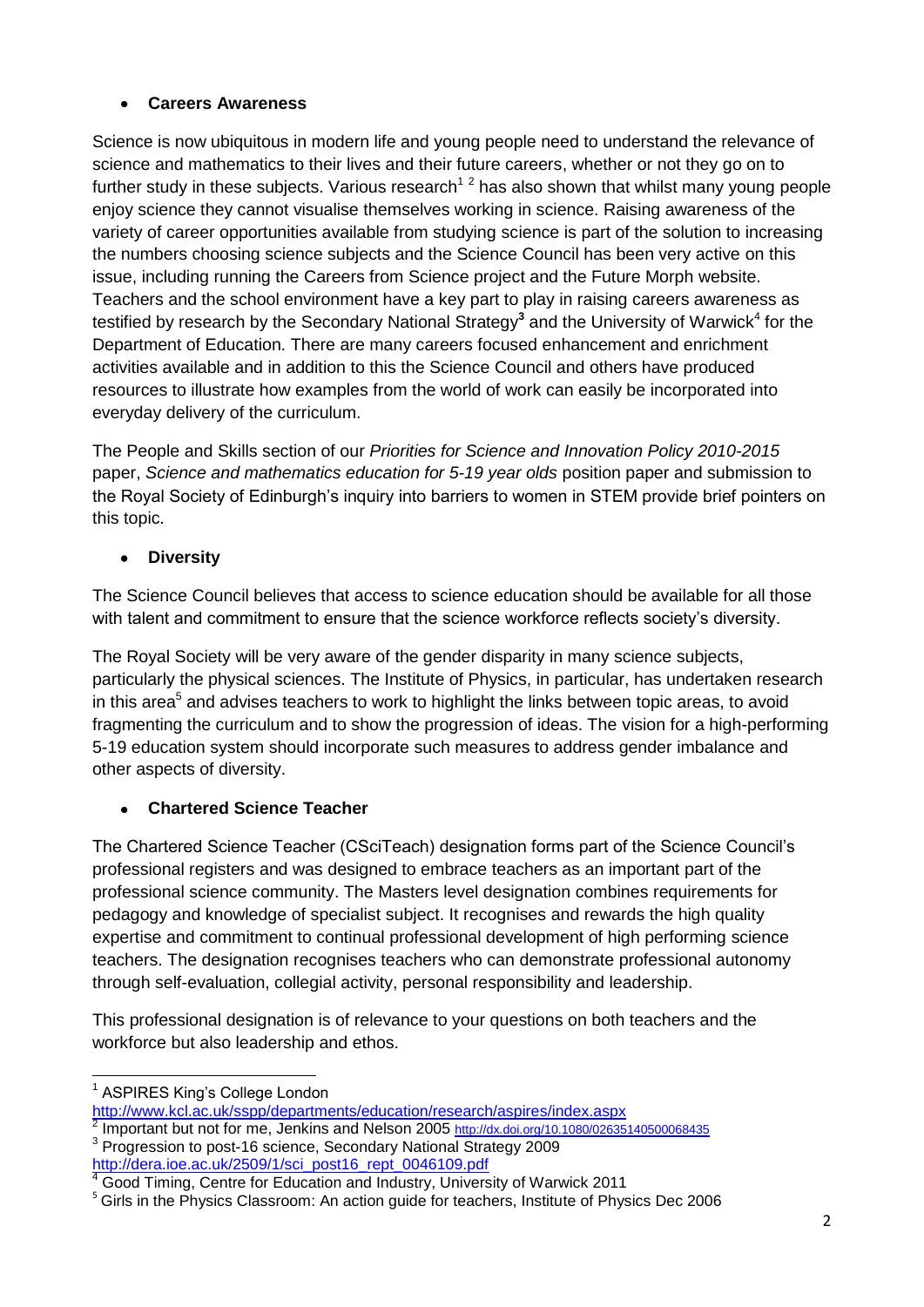- **Careers Awareness**

Science is now ubiquitous in modern life and young people need to understand the relevance of science and mathematics to their lives and their future careers, whether or not they go on to further study in these subjects. Various research[1] [2] has also shown that whilst many young people enjoy science they cannot visualise themselves working in science. Raising awareness of the variety of career opportunities available from studying science is part of the solution to increasing the numbers choosing science subjects and the Science Council has been very active on this issue, including running the Careers from Science project and the Future Morph website. Teachers and the school environment have a key part to play in raising careers awareness as testified by research by the Secondary National Strategy[3] and the University of Warwick[4] for the Department of Education. There are many careers focused enhancement and enrichment activities available and in addition to this the Science Council and others have produced resources to illustrate how examples from the world of work can easily be incorporated into everyday delivery of the curriculum.

The People and Skills section of our *Priorities for Science and Innovation Policy 2010-2015* paper, *Science and mathematics education for 5-19 year olds* position paper and submission to the Royal Society of Edinburgh's inquiry into barriers to women in STEM provide brief pointers on this topic.

- **Diversity**

The Science Council believes that access to science education should be available for all those with talent and commitment to ensure that the science workforce reflects society's diversity.

The Royal Society will be very aware of the gender disparity in many science subjects, particularly the physical sciences. The Institute of Physics, in particular, has undertaken research in this area[5] and advises teachers to work to highlight the links between topic areas, to avoid fragmenting the curriculum and to show the progression of ideas. The vision for a high-performing 5-19 education system should incorporate such measures to address gender imbalance and other aspects of diversity.

- **Chartered Science Teacher**

The Chartered Science Teacher (CSciTeach) designation forms part of the Science Council's professional registers and was designed to embrace teachers as an important part of the professional science community. The Masters level designation combines requirements for pedagogy and knowledge of specialist subject. It recognises and rewards the high quality expertise and commitment to continual professional development of high performing science teachers. The designation recognises teachers who can demonstrate professional autonomy through self-evaluation, collegial activity, personal responsibility and leadership.

This professional designation is of relevance to your questions on both teachers and the workforce but also leadership and ethos.

---

[1] ASPIRES King's College London http://www.kcl.ac.uk/sspp/departments/education/research/aspires/index.aspx

[2] Important but not for me, Jenkins and Nelson 2005 http://dx.doi.org/10.1080/02635140500068435

[3] Progression to post-16 science, Secondary National Strategy 2009 http://dera.ioe.ac.uk/2509/1/sci_post16_rept_0046109.pdf

[4] Good Timing, Centre for Education and Industry, University of Warwick 2011

[5] Girls in the Physics Classroom: An action guide for teachers, Institute of Physics Dec 2006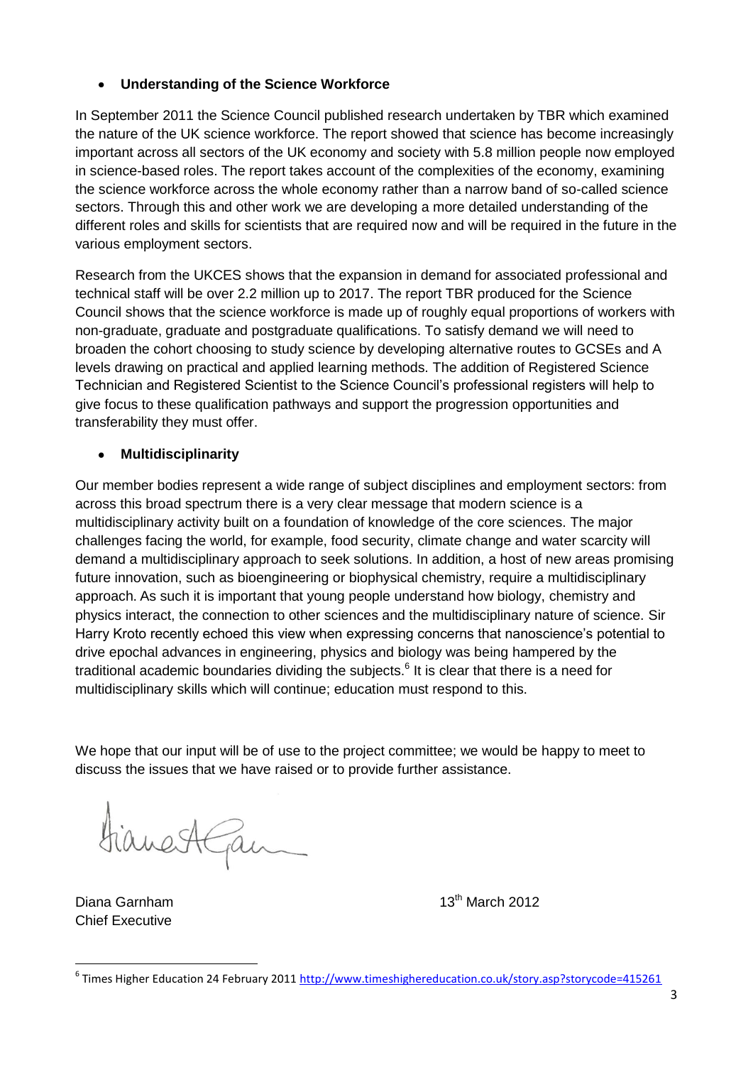- **Understanding of the Science Workforce**

In September 2011 the Science Council published research undertaken by TBR which examined the nature of the UK science workforce. The report showed that science has become increasingly important across all sectors of the UK economy and society with 5.8 million people now employed in science-based roles. The report takes account of the complexities of the economy, examining the science workforce across the whole economy rather than a narrow band of so-called science sectors. Through this and other work we are developing a more detailed understanding of the different roles and skills for scientists that are required now and will be required in the future in the various employment sectors.

Research from the UKCES shows that the expansion in demand for associated professional and technical staff will be over 2.2 million up to 2017. The report TBR produced for the Science Council shows that the science workforce is made up of roughly equal proportions of workers with non-graduate, graduate and postgraduate qualifications. To satisfy demand we will need to broaden the cohort choosing to study science by developing alternative routes to GCSEs and A levels drawing on practical and applied learning methods. The addition of Registered Science Technician and Registered Scientist to the Science Council's professional registers will help to give focus to these qualification pathways and support the progression opportunities and transferability they must offer.

- **Multidisciplinarity**

Our member bodies represent a wide range of subject disciplines and employment sectors: from across this broad spectrum there is a very clear message that modern science is a multidisciplinary activity built on a foundation of knowledge of the core sciences. The major challenges facing the world, for example, food security, climate change and water scarcity will demand a multidisciplinary approach to seek solutions. In addition, a host of new areas promising future innovation, such as bioengineering or biophysical chemistry, require a multidisciplinary approach. As such it is important that young people understand how biology, chemistry and physics interact, the connection to other sciences and the multidisciplinary nature of science. Sir Harry Kroto recently echoed this view when expressing concerns that nanoscience's potential to drive epochal advances in engineering, physics and biology was being hampered by the traditional academic boundaries dividing the subjects.[6] It is clear that there is a need for multidisciplinary skills which will continue; education must respond to this.

We hope that our input will be of use to the project committee; we would be happy to meet to discuss the issues that we have raised or to provide further assistance.

Diana Garnham
Chief Executive

13th March 2012

---

[6] Times Higher Education 24 February 2011 http://www.timeshighereducation.co.uk/story.asp?storycode=415261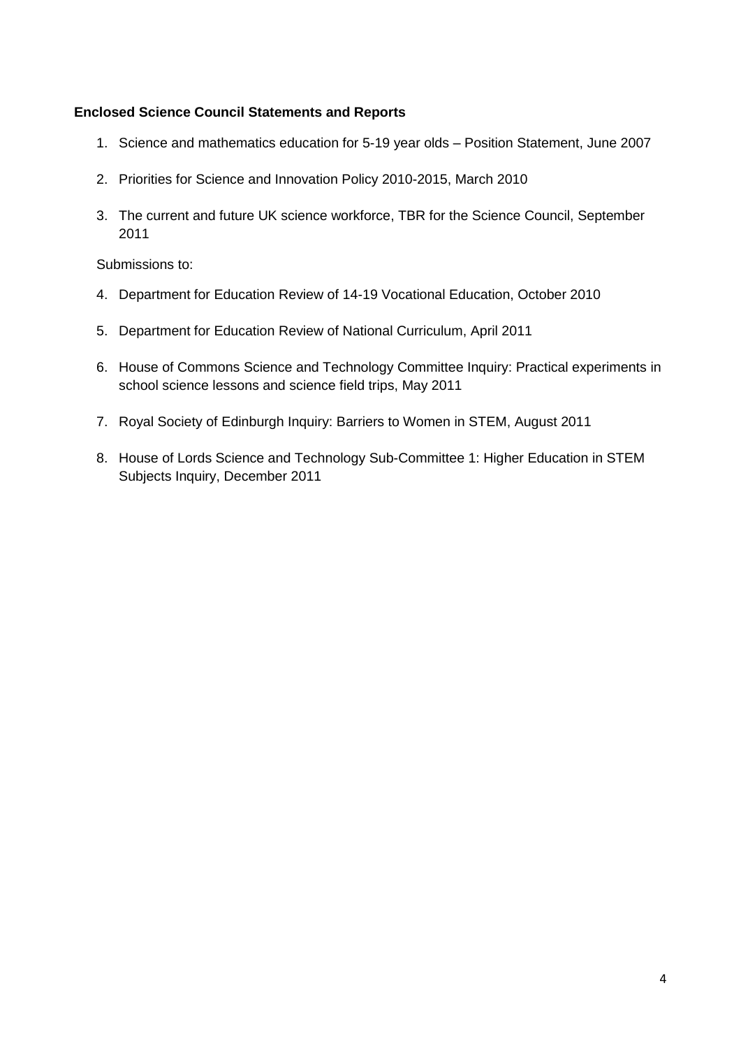**Enclosed Science Council Statements and Reports**

1. Science and mathematics education for 5-19 year olds – Position Statement, June 2007
2. Priorities for Science and Innovation Policy 2010-2015, March 2010
3. The current and future UK science workforce, TBR for the Science Council, September 2011

Submissions to:

4. Department for Education Review of 14-19 Vocational Education, October 2010
5. Department for Education Review of National Curriculum, April 2011
6. House of Commons Science and Technology Committee Inquiry: Practical experiments in school science lessons and science field trips, May 2011
7. Royal Society of Edinburgh Inquiry: Barriers to Women in STEM, August 2011
8. House of Lords Science and Technology Sub-Committee 1: Higher Education in STEM Subjects Inquiry, December 2011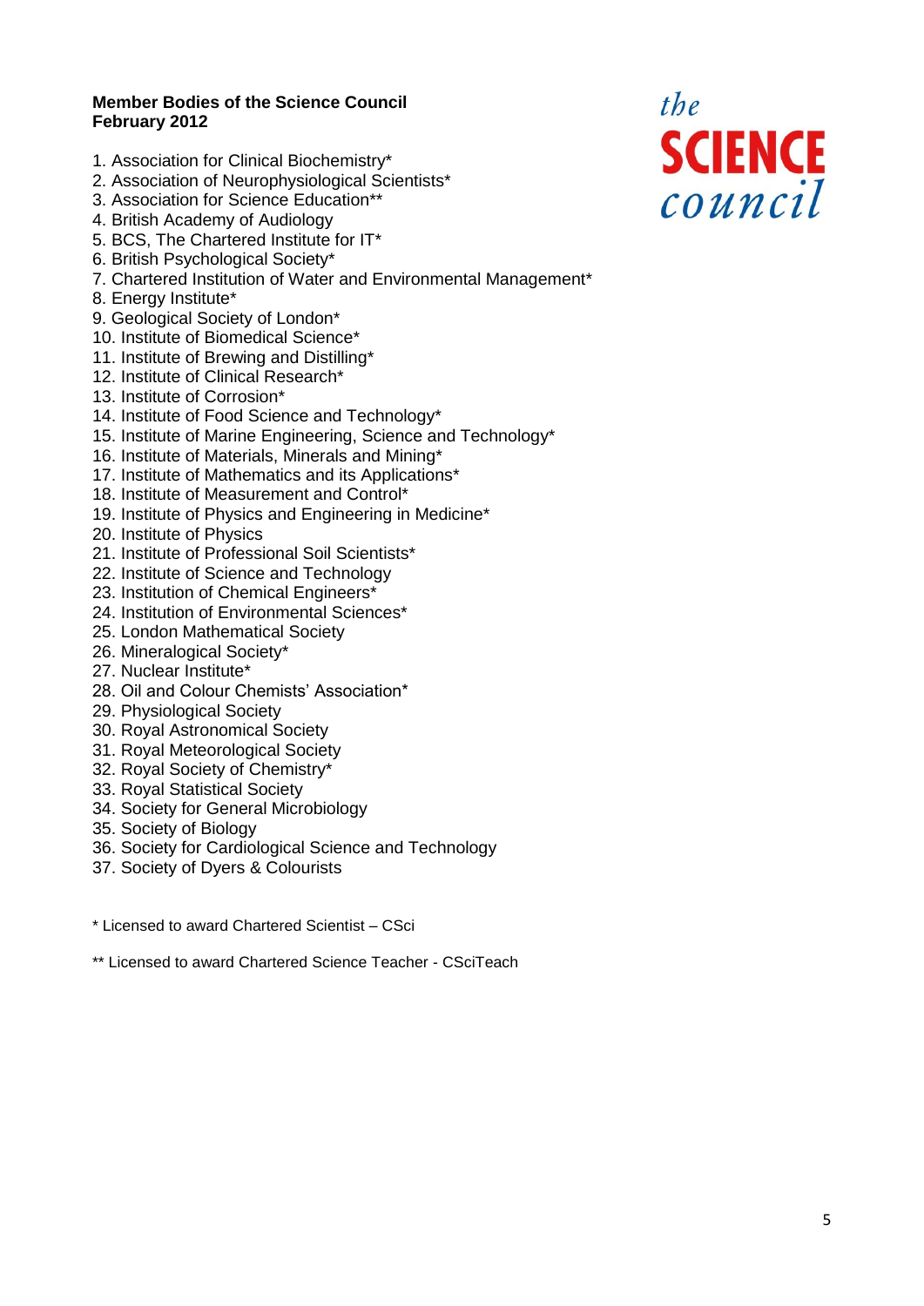**Member Bodies of the Science Council**
**February 2012**

the SCIENCE council

1. Association for Clinical Biochemistry*
2. Association of Neurophysiological Scientists*
3. Association for Science Education**
4. British Academy of Audiology
5. BCS, The Chartered Institute for IT*
6. British Psychological Society*
7. Chartered Institution of Water and Environmental Management*
8. Energy Institute*
9. Geological Society of London*
10. Institute of Biomedical Science*
11. Institute of Brewing and Distilling*
12. Institute of Clinical Research*
13. Institute of Corrosion*
14. Institute of Food Science and Technology*
15. Institute of Marine Engineering, Science and Technology*
16. Institute of Materials, Minerals and Mining*
17. Institute of Mathematics and its Applications*
18. Institute of Measurement and Control*
19. Institute of Physics and Engineering in Medicine*
20. Institute of Physics
21. Institute of Professional Soil Scientists*
22. Institute of Science and Technology
23. Institution of Chemical Engineers*
24. Institution of Environmental Sciences*
25. London Mathematical Society
26. Mineralogical Society*
27. Nuclear Institute*
28. Oil and Colour Chemists' Association*
29. Physiological Society
30. Royal Astronomical Society
31. Royal Meteorological Society
32. Royal Society of Chemistry*
33. Royal Statistical Society
34. Society for General Microbiology
35. Society of Biology
36. Society for Cardiological Science and Technology
37. Society of Dyers & Colourists

\* Licensed to award Chartered Scientist – CSci

** Licensed to award Chartered Science Teacher - CSciTeach